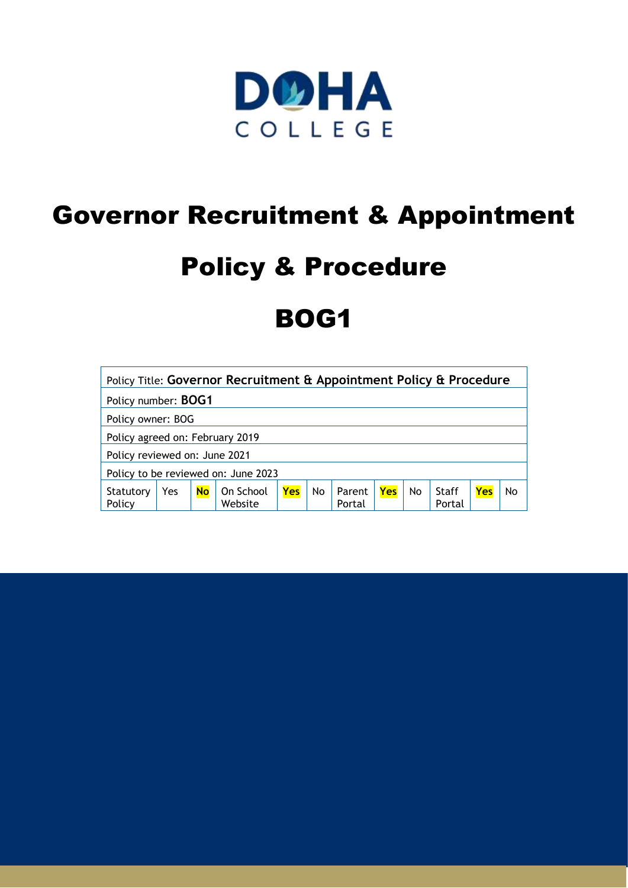DOHA
COLLEGE

# Governor Recruitment & Appointment Policy & Procedure

# BOG1

| Policy Title: **Governor Recruitment & Appointment Policy & Procedure** | | | | | | | | | | | |
|---|---|---|---|---|---|---|---|---|---|---|---|
| Policy number: **BOG1** | | | | | | | | | | | |
| Policy owner: BOG | | | | | | | | | | | |
| Policy agreed on: February 2019 | | | | | | | | | | | |
| Policy reviewed on: June 2021 | | | | | | | | | | | |
| Policy to be reviewed on: June 2023 | | | | | | | | | | | |
| Statutory Policy | Yes | **No** | On School Website | **Yes** | No | Parent Portal | **Yes** | No | Staff Portal | **Yes** | No |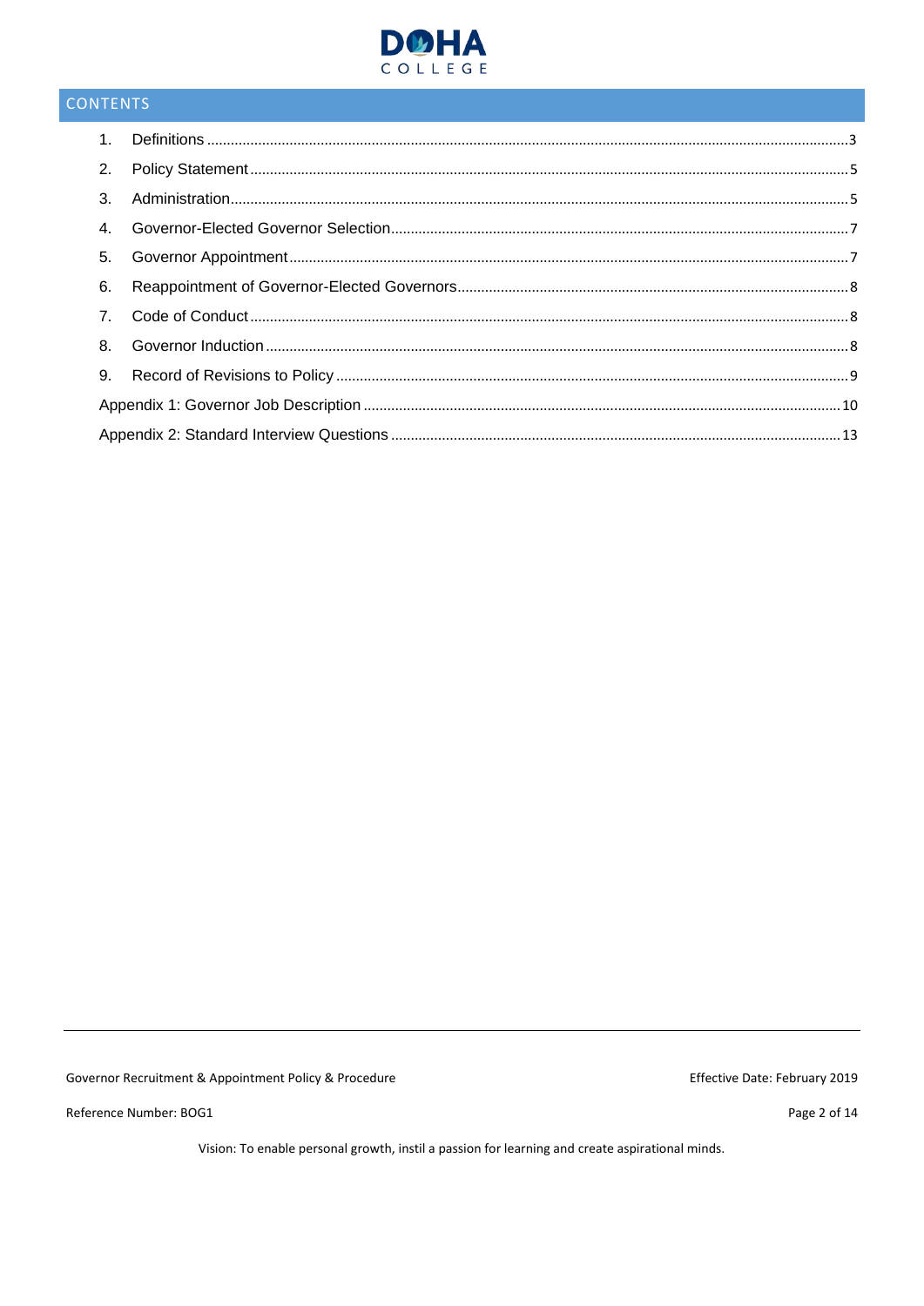## CONTENTS

1. Definitions ..... 3
2. Policy Statement ..... 5
3. Administration ..... 5
4. Governor-Elected Governor Selection ..... 7
5. Governor Appointment ..... 7
6. Reappointment of Governor-Elected Governors ..... 8
7. Code of Conduct ..... 8
8. Governor Induction ..... 8
9. Record of Revisions to Policy ..... 9

Appendix 1: Governor Job Description ..... 10

Appendix 2: Standard Interview Questions ..... 13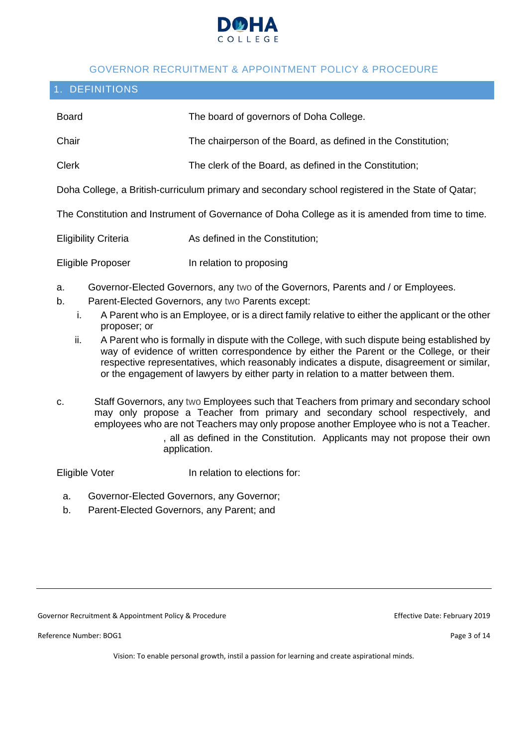## GOVERNOR RECRUITMENT & APPOINTMENT POLICY & PROCEDURE

## 1. DEFINITIONS

| | |
|---|---|
| Board | The board of governors of Doha College. |
| Chair | The chairperson of the Board, as defined in the Constitution; |
| Clerk | The clerk of the Board, as defined in the Constitution; |

Doha College, a British-curriculum primary and secondary school registered in the State of Qatar;

The Constitution and Instrument of Governance of Doha College as it is amended from time to time.

| | |
|---|---|
| Eligibility Criteria | As defined in the Constitution; |
| Eligible Proposer | In relation to proposing |

a. Governor-Elected Governors, any two of the Governors, Parents and / or Employees.

b. Parent-Elected Governors, any two Parents except:
   - i. A Parent who is an Employee, or is a direct family relative to either the applicant or the other proposer; or
   - ii. A Parent who is formally in dispute with the College, with such dispute being established by way of evidence of written correspondence by either the Parent or the College, or their respective representatives, which reasonably indicates a dispute, disagreement or similar, or the engagement of lawyers by either party in relation to a matter between them.

c. Staff Governors, any two Employees such that Teachers from primary and secondary school may only propose a Teacher from primary and secondary school respectively, and employees who are not Teachers may only propose another Employee who is not a Teacher.

, all as defined in the Constitution. Applicants may not propose their own application.

| | |
|---|---|
| Eligible Voter | In relation to elections for: |

a. Governor-Elected Governors, any Governor;

b. Parent-Elected Governors, any Parent; and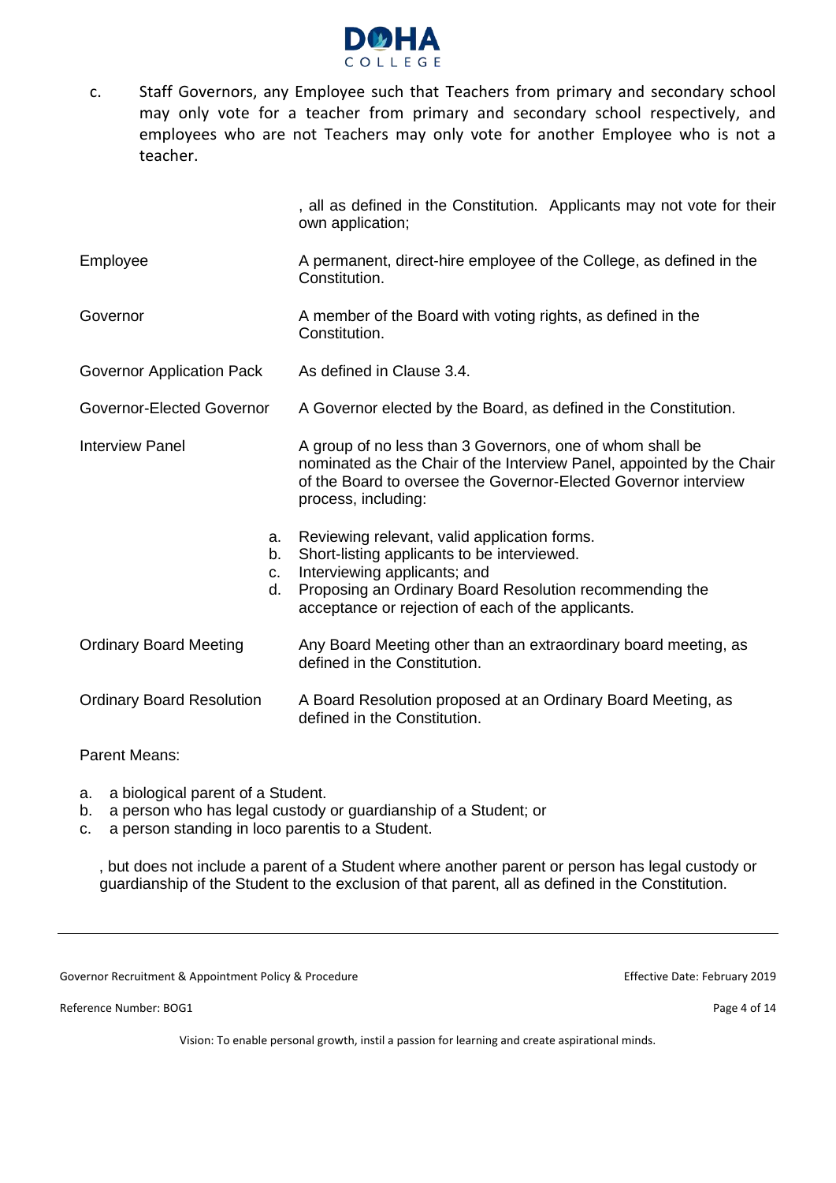c. Staff Governors, any Employee such that Teachers from primary and secondary school may only vote for a teacher from primary and secondary school respectively, and employees who are not Teachers may only vote for another Employee who is not a teacher.

, all as defined in the Constitution. Applicants may not vote for their own application;

| | |
|---|---|
| Employee | A permanent, direct-hire employee of the College, as defined in the Constitution. |
| Governor | A member of the Board with voting rights, as defined in the Constitution. |
| Governor Application Pack | As defined in Clause 3.4. |
| Governor-Elected Governor | A Governor elected by the Board, as defined in the Constitution. |
| Interview Panel | A group of no less than 3 Governors, one of whom shall be nominated as the Chair of the Interview Panel, appointed by the Chair of the Board to oversee the Governor-Elected Governor interview process, including:<br>a. Reviewing relevant, valid application forms.<br>b. Short-listing applicants to be interviewed.<br>c. Interviewing applicants; and<br>d. Proposing an Ordinary Board Resolution recommending the acceptance or rejection of each of the applicants. |
| Ordinary Board Meeting | Any Board Meeting other than an extraordinary board meeting, as defined in the Constitution. |
| Ordinary Board Resolution | A Board Resolution proposed at an Ordinary Board Meeting, as defined in the Constitution. |

Parent Means:

a. a biological parent of a Student.
b. a person who has legal custody or guardianship of a Student; or
c. a person standing in loco parentis to a Student.

, but does not include a parent of a Student where another parent or person has legal custody or guardianship of the Student to the exclusion of that parent, all as defined in the Constitution.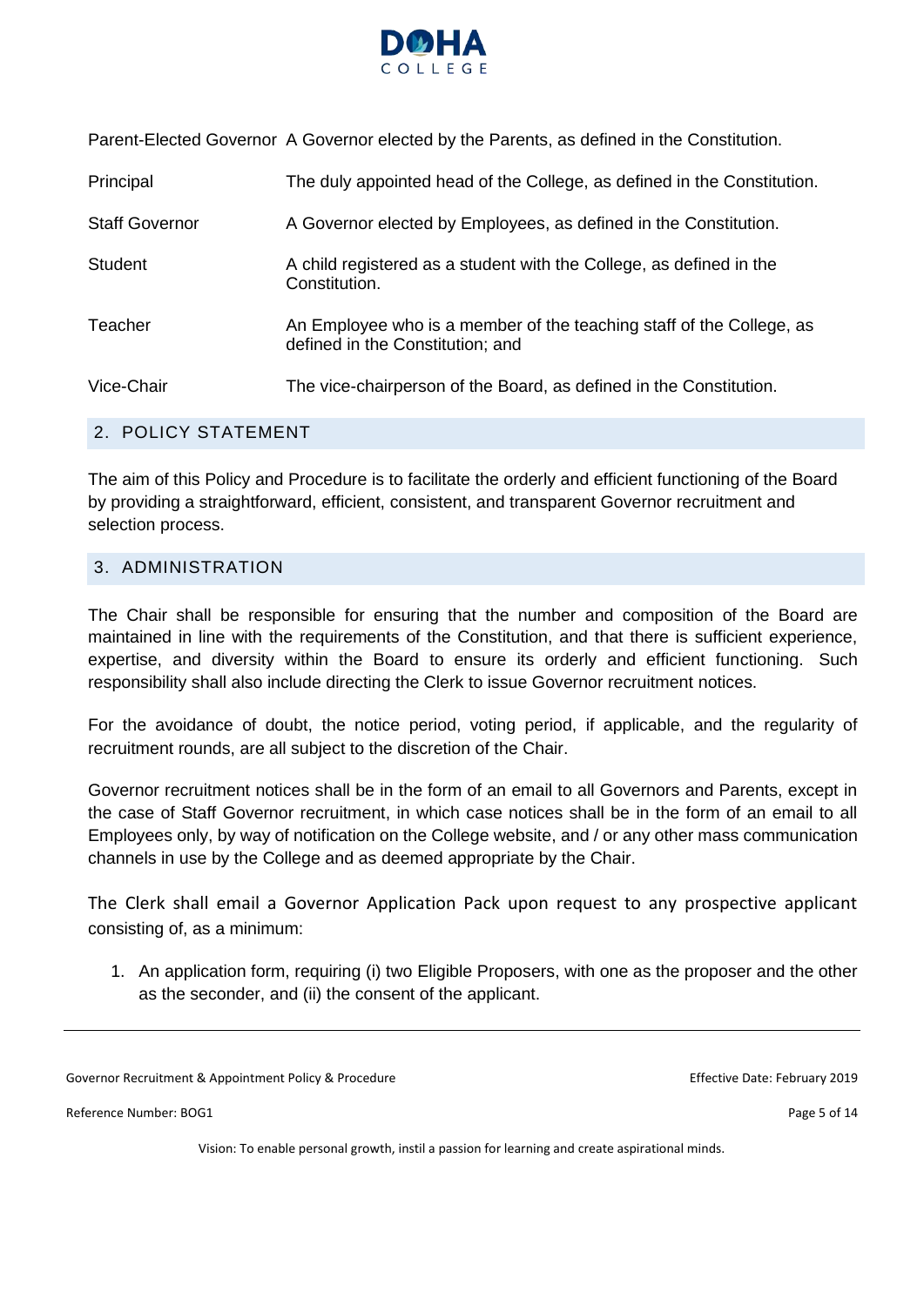| | |
|---|---|
| Parent-Elected Governor | A Governor elected by the Parents, as defined in the Constitution. |
| Principal | The duly appointed head of the College, as defined in the Constitution. |
| Staff Governor | A Governor elected by Employees, as defined in the Constitution. |
| Student | A child registered as a student with the College, as defined in the Constitution. |
| Teacher | An Employee who is a member of the teaching staff of the College, as defined in the Constitution; and |
| Vice-Chair | The vice-chairperson of the Board, as defined in the Constitution. |

## 2. POLICY STATEMENT

The aim of this Policy and Procedure is to facilitate the orderly and efficient functioning of the Board by providing a straightforward, efficient, consistent, and transparent Governor recruitment and selection process.

## 3. ADMINISTRATION

The Chair shall be responsible for ensuring that the number and composition of the Board are maintained in line with the requirements of the Constitution, and that there is sufficient experience, expertise, and diversity within the Board to ensure its orderly and efficient functioning. Such responsibility shall also include directing the Clerk to issue Governor recruitment notices.

For the avoidance of doubt, the notice period, voting period, if applicable, and the regularity of recruitment rounds, are all subject to the discretion of the Chair.

Governor recruitment notices shall be in the form of an email to all Governors and Parents, except in the case of Staff Governor recruitment, in which case notices shall be in the form of an email to all Employees only, by way of notification on the College website, and / or any other mass communication channels in use by the College and as deemed appropriate by the Chair.

The Clerk shall email a Governor Application Pack upon request to any prospective applicant consisting of, as a minimum:

1. An application form, requiring (i) two Eligible Proposers, with one as the proposer and the other as the seconder, and (ii) the consent of the applicant.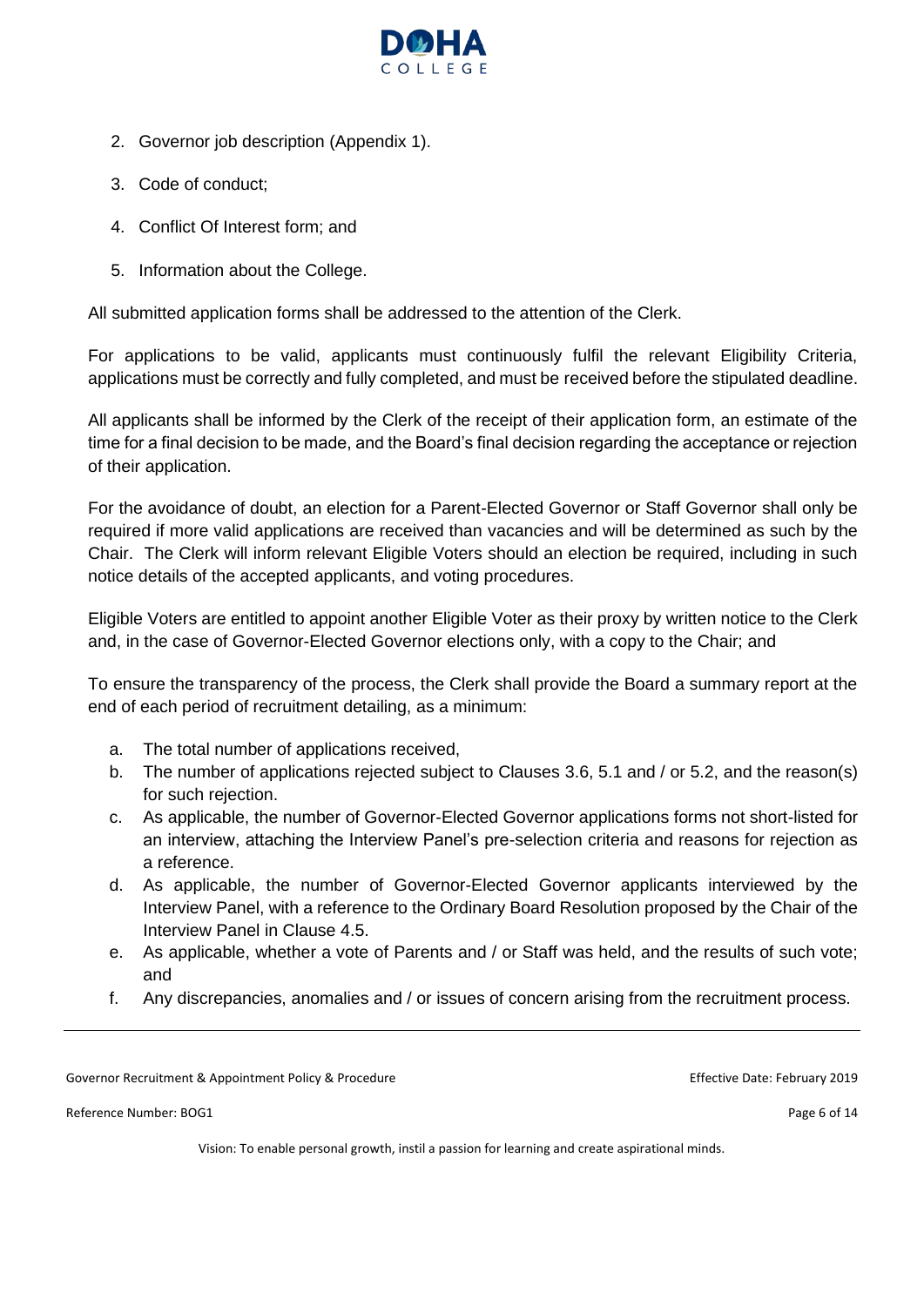2. Governor job description (Appendix 1).
3. Code of conduct;
4. Conflict Of Interest form; and
5. Information about the College.

All submitted application forms shall be addressed to the attention of the Clerk.

For applications to be valid, applicants must continuously fulfil the relevant Eligibility Criteria, applications must be correctly and fully completed, and must be received before the stipulated deadline.

All applicants shall be informed by the Clerk of the receipt of their application form, an estimate of the time for a final decision to be made, and the Board's final decision regarding the acceptance or rejection of their application.

For the avoidance of doubt, an election for a Parent-Elected Governor or Staff Governor shall only be required if more valid applications are received than vacancies and will be determined as such by the Chair. The Clerk will inform relevant Eligible Voters should an election be required, including in such notice details of the accepted applicants, and voting procedures.

Eligible Voters are entitled to appoint another Eligible Voter as their proxy by written notice to the Clerk and, in the case of Governor-Elected Governor elections only, with a copy to the Chair; and

To ensure the transparency of the process, the Clerk shall provide the Board a summary report at the end of each period of recruitment detailing, as a minimum:

a. The total number of applications received,
b. The number of applications rejected subject to Clauses 3.6, 5.1 and / or 5.2, and the reason(s) for such rejection.
c. As applicable, the number of Governor-Elected Governor applications forms not short-listed for an interview, attaching the Interview Panel's pre-selection criteria and reasons for rejection as a reference.
d. As applicable, the number of Governor-Elected Governor applicants interviewed by the Interview Panel, with a reference to the Ordinary Board Resolution proposed by the Chair of the Interview Panel in Clause 4.5.
e. As applicable, whether a vote of Parents and / or Staff was held, and the results of such vote; and
f. Any discrepancies, anomalies and / or issues of concern arising from the recruitment process.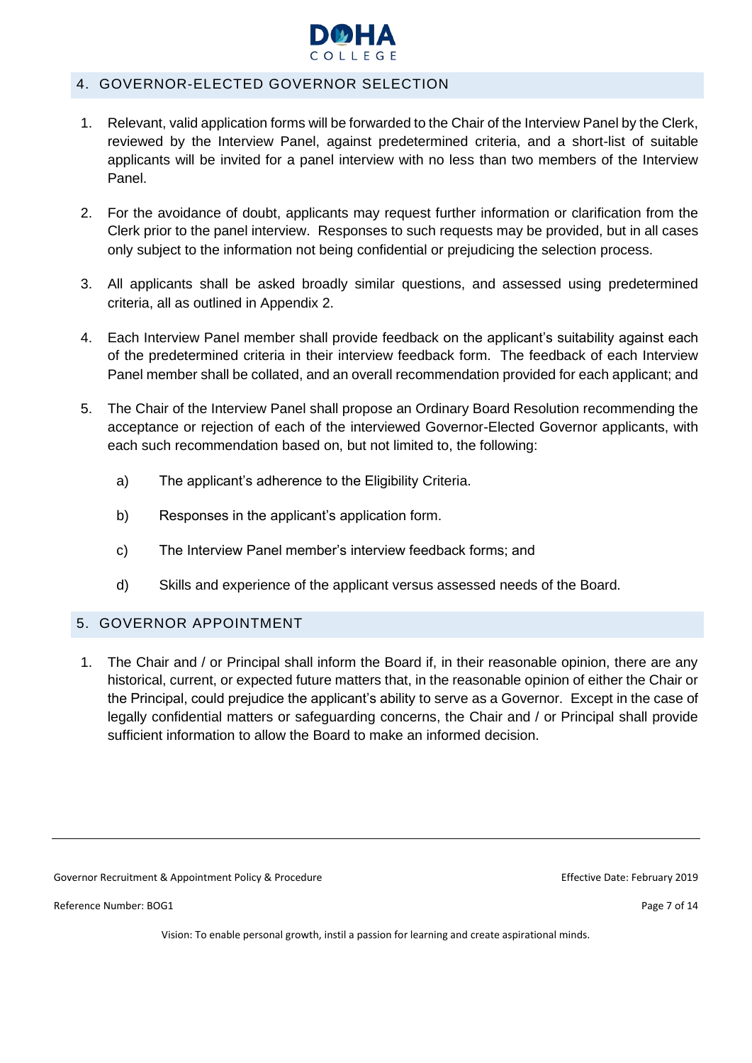## 4. GOVERNOR-ELECTED GOVERNOR SELECTION

1. Relevant, valid application forms will be forwarded to the Chair of the Interview Panel by the Clerk, reviewed by the Interview Panel, against predetermined criteria, and a short-list of suitable applicants will be invited for a panel interview with no less than two members of the Interview Panel.

2. For the avoidance of doubt, applicants may request further information or clarification from the Clerk prior to the panel interview. Responses to such requests may be provided, but in all cases only subject to the information not being confidential or prejudicing the selection process.

3. All applicants shall be asked broadly similar questions, and assessed using predetermined criteria, all as outlined in Appendix 2.

4. Each Interview Panel member shall provide feedback on the applicant's suitability against each of the predetermined criteria in their interview feedback form. The feedback of each Interview Panel member shall be collated, and an overall recommendation provided for each applicant; and

5. The Chair of the Interview Panel shall propose an Ordinary Board Resolution recommending the acceptance or rejection of each of the interviewed Governor-Elected Governor applicants, with each such recommendation based on, but not limited to, the following:

   a) The applicant's adherence to the Eligibility Criteria.

   b) Responses in the applicant's application form.

   c) The Interview Panel member's interview feedback forms; and

   d) Skills and experience of the applicant versus assessed needs of the Board.

## 5. GOVERNOR APPOINTMENT

1. The Chair and / or Principal shall inform the Board if, in their reasonable opinion, there are any historical, current, or expected future matters that, in the reasonable opinion of either the Chair or the Principal, could prejudice the applicant's ability to serve as a Governor. Except in the case of legally confidential matters or safeguarding concerns, the Chair and / or Principal shall provide sufficient information to allow the Board to make an informed decision.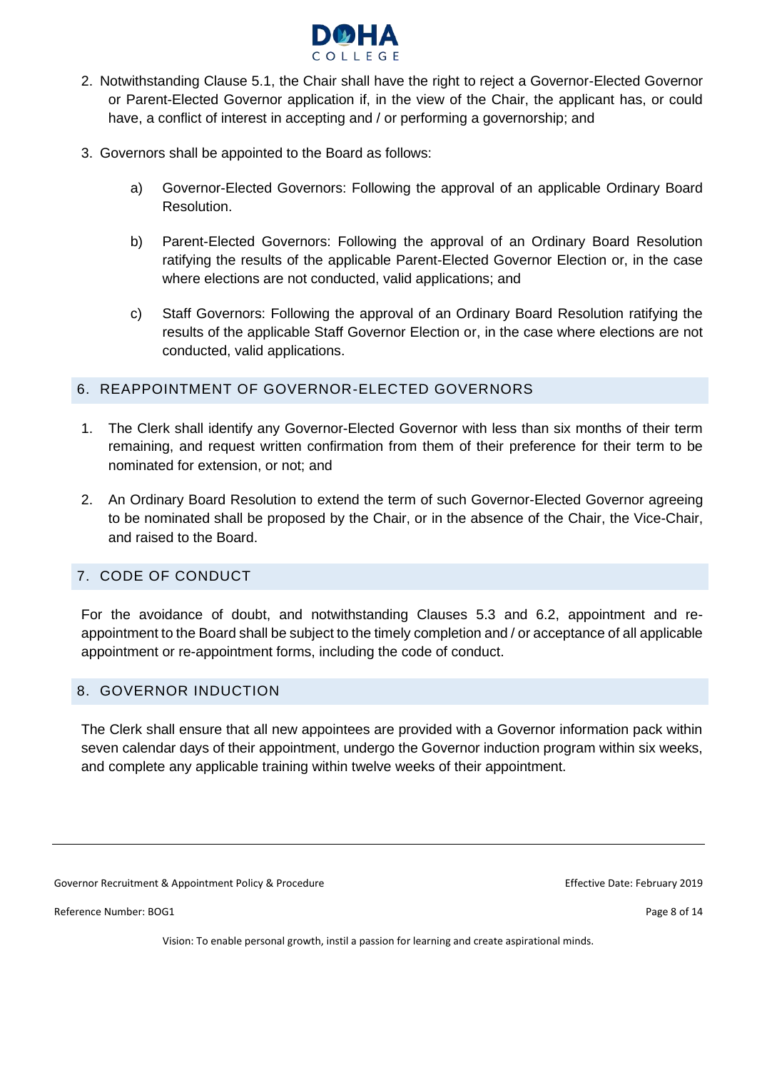2. Notwithstanding Clause 5.1, the Chair shall have the right to reject a Governor-Elected Governor or Parent-Elected Governor application if, in the view of the Chair, the applicant has, or could have, a conflict of interest in accepting and / or performing a governorship; and

3. Governors shall be appointed to the Board as follows:

    a) Governor-Elected Governors: Following the approval of an applicable Ordinary Board Resolution.

    b) Parent-Elected Governors: Following the approval of an Ordinary Board Resolution ratifying the results of the applicable Parent-Elected Governor Election or, in the case where elections are not conducted, valid applications; and

    c) Staff Governors: Following the approval of an Ordinary Board Resolution ratifying the results of the applicable Staff Governor Election or, in the case where elections are not conducted, valid applications.

## 6. REAPPOINTMENT OF GOVERNOR-ELECTED GOVERNORS

1. The Clerk shall identify any Governor-Elected Governor with less than six months of their term remaining, and request written confirmation from them of their preference for their term to be nominated for extension, or not; and

2. An Ordinary Board Resolution to extend the term of such Governor-Elected Governor agreeing to be nominated shall be proposed by the Chair, or in the absence of the Chair, the Vice-Chair, and raised to the Board.

## 7. CODE OF CONDUCT

For the avoidance of doubt, and notwithstanding Clauses 5.3 and 6.2, appointment and re-appointment to the Board shall be subject to the timely completion and / or acceptance of all applicable appointment or re-appointment forms, including the code of conduct.

## 8. GOVERNOR INDUCTION

The Clerk shall ensure that all new appointees are provided with a Governor information pack within seven calendar days of their appointment, undergo the Governor induction program within six weeks, and complete any applicable training within twelve weeks of their appointment.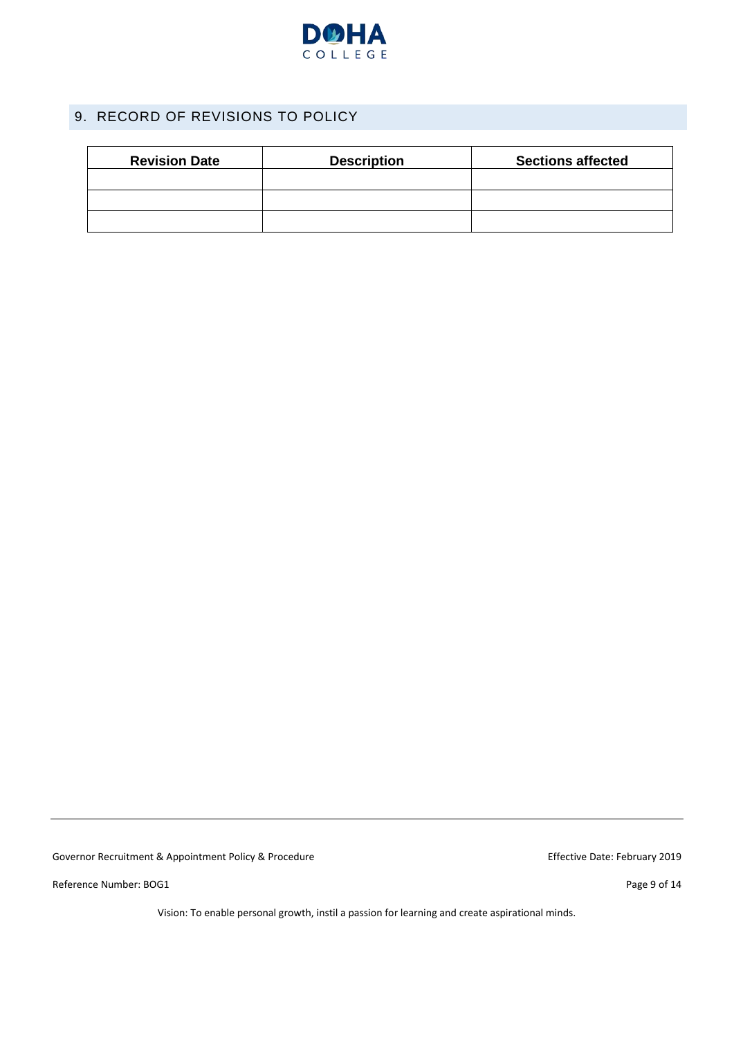## 9. RECORD OF REVISIONS TO POLICY

| Revision Date | Description | Sections affected |
|---|---|---|
| | | |
| | | |
| | | |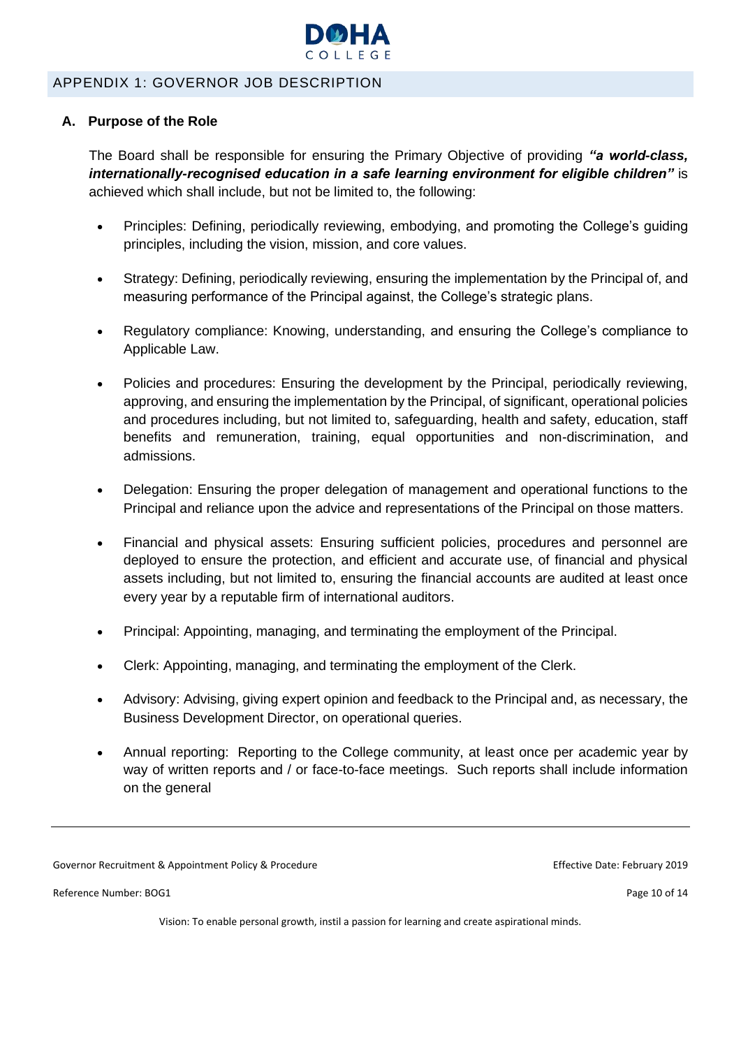## APPENDIX 1: GOVERNOR JOB DESCRIPTION

### A. Purpose of the Role

The Board shall be responsible for ensuring the Primary Objective of providing ***"a world-class, internationally-recognised education in a safe learning environment for eligible children"*** is achieved which shall include, but not be limited to, the following:

- Principles: Defining, periodically reviewing, embodying, and promoting the College's guiding principles, including the vision, mission, and core values.
- Strategy: Defining, periodically reviewing, ensuring the implementation by the Principal of, and measuring performance of the Principal against, the College's strategic plans.
- Regulatory compliance: Knowing, understanding, and ensuring the College's compliance to Applicable Law.
- Policies and procedures: Ensuring the development by the Principal, periodically reviewing, approving, and ensuring the implementation by the Principal, of significant, operational policies and procedures including, but not limited to, safeguarding, health and safety, education, staff benefits and remuneration, training, equal opportunities and non-discrimination, and admissions.
- Delegation: Ensuring the proper delegation of management and operational functions to the Principal and reliance upon the advice and representations of the Principal on those matters.
- Financial and physical assets: Ensuring sufficient policies, procedures and personnel are deployed to ensure the protection, and efficient and accurate use, of financial and physical assets including, but not limited to, ensuring the financial accounts are audited at least once every year by a reputable firm of international auditors.
- Principal: Appointing, managing, and terminating the employment of the Principal.
- Clerk: Appointing, managing, and terminating the employment of the Clerk.
- Advisory: Advising, giving expert opinion and feedback to the Principal and, as necessary, the Business Development Director, on operational queries.
- Annual reporting: Reporting to the College community, at least once per academic year by way of written reports and / or face-to-face meetings. Such reports shall include information on the general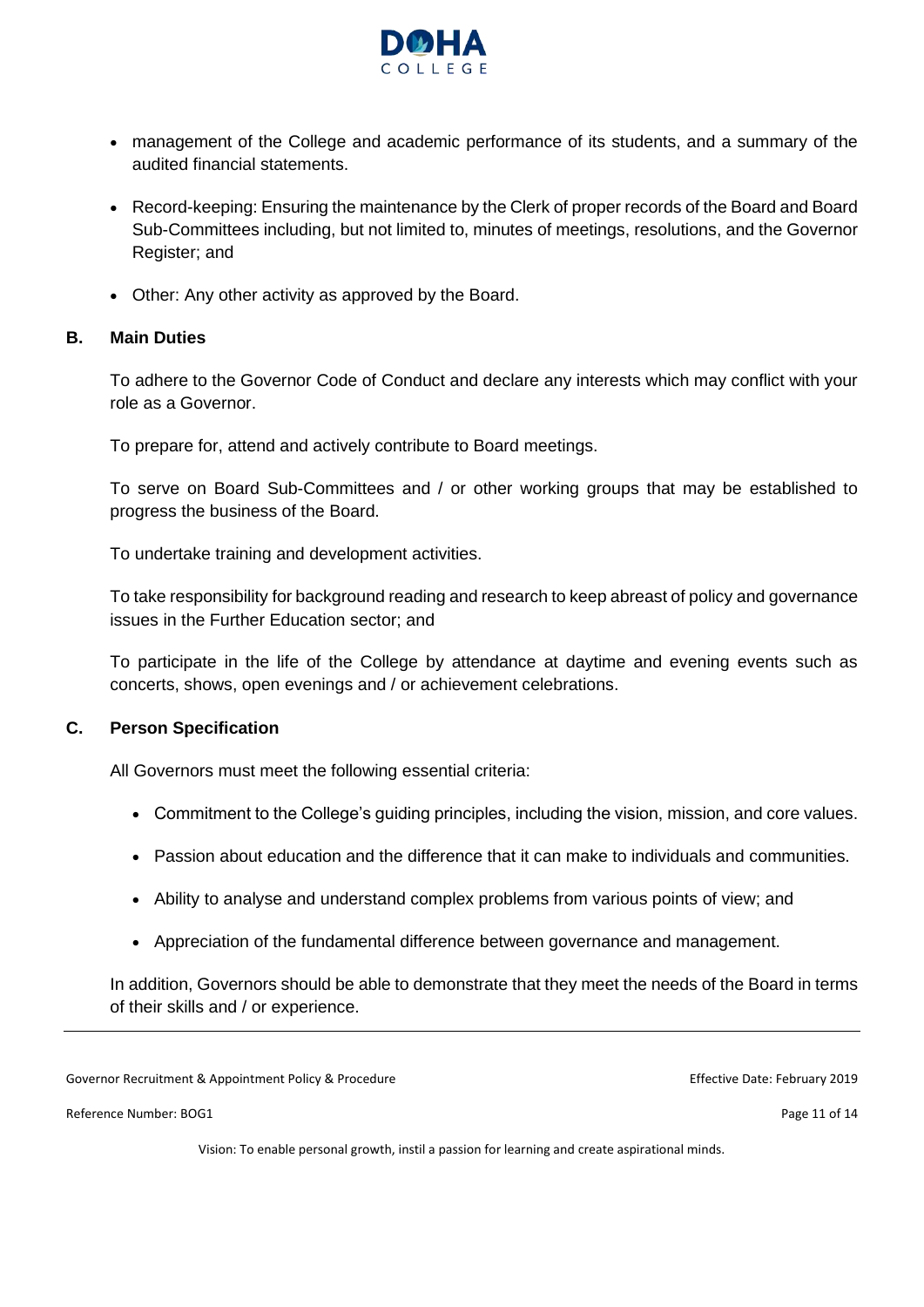- management of the College and academic performance of its students, and a summary of the audited financial statements.
- Record-keeping: Ensuring the maintenance by the Clerk of proper records of the Board and Board Sub-Committees including, but not limited to, minutes of meetings, resolutions, and the Governor Register; and
- Other: Any other activity as approved by the Board.

### B. Main Duties

To adhere to the Governor Code of Conduct and declare any interests which may conflict with your role as a Governor.

To prepare for, attend and actively contribute to Board meetings.

To serve on Board Sub-Committees and / or other working groups that may be established to progress the business of the Board.

To undertake training and development activities.

To take responsibility for background reading and research to keep abreast of policy and governance issues in the Further Education sector; and

To participate in the life of the College by attendance at daytime and evening events such as concerts, shows, open evenings and / or achievement celebrations.

### C. Person Specification

All Governors must meet the following essential criteria:

- Commitment to the College's guiding principles, including the vision, mission, and core values.
- Passion about education and the difference that it can make to individuals and communities.
- Ability to analyse and understand complex problems from various points of view; and
- Appreciation of the fundamental difference between governance and management.

In addition, Governors should be able to demonstrate that they meet the needs of the Board in terms of their skills and / or experience.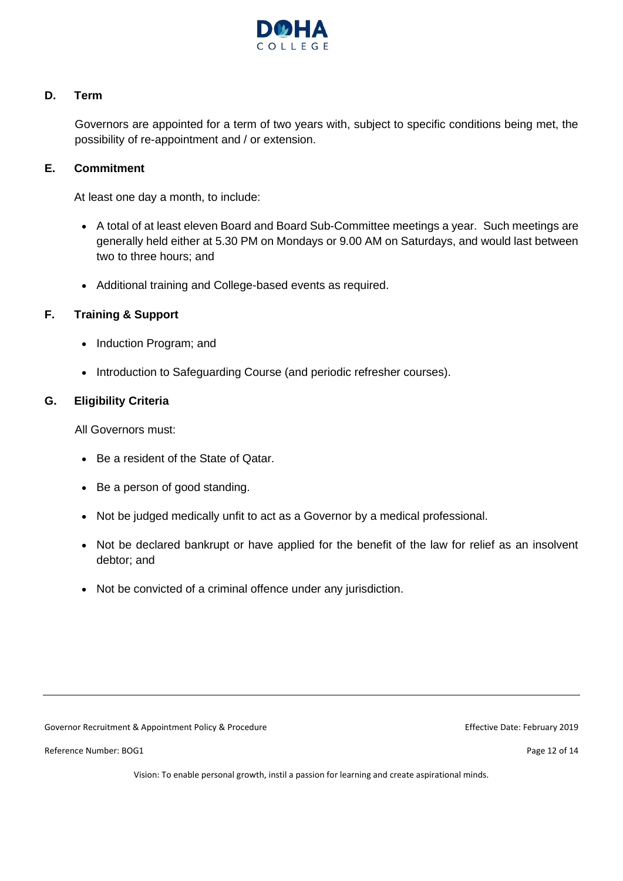### D. Term

Governors are appointed for a term of two years with, subject to specific conditions being met, the possibility of re-appointment and / or extension.

### E. Commitment

At least one day a month, to include:

- A total of at least eleven Board and Board Sub-Committee meetings a year. Such meetings are generally held either at 5.30 PM on Mondays or 9.00 AM on Saturdays, and would last between two to three hours; and
- Additional training and College-based events as required.

### F. Training & Support

- Induction Program; and
- Introduction to Safeguarding Course (and periodic refresher courses).

### G. Eligibility Criteria

All Governors must:

- Be a resident of the State of Qatar.
- Be a person of good standing.
- Not be judged medically unfit to act as a Governor by a medical professional.
- Not be declared bankrupt or have applied for the benefit of the law for relief as an insolvent debtor; and
- Not be convicted of a criminal offence under any jurisdiction.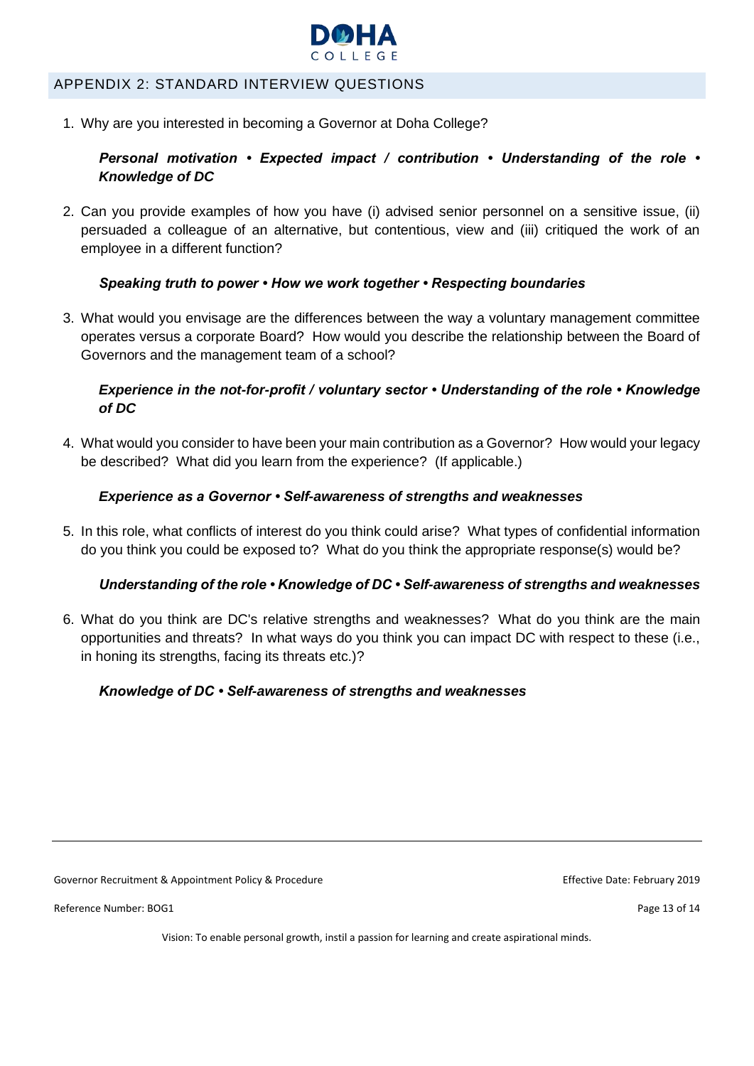## APPENDIX 2: STANDARD INTERVIEW QUESTIONS

1. Why are you interested in becoming a Governor at Doha College?

   ***Personal motivation • Expected impact / contribution • Understanding of the role • Knowledge of DC***

2. Can you provide examples of how you have (i) advised senior personnel on a sensitive issue, (ii) persuaded a colleague of an alternative, but contentious, view and (iii) critiqued the work of an employee in a different function?

   ***Speaking truth to power • How we work together • Respecting boundaries***

3. What would you envisage are the differences between the way a voluntary management committee operates versus a corporate Board? How would you describe the relationship between the Board of Governors and the management team of a school?

   ***Experience in the not-for-profit / voluntary sector • Understanding of the role • Knowledge of DC***

4. What would you consider to have been your main contribution as a Governor? How would your legacy be described? What did you learn from the experience? (If applicable.)

   ***Experience as a Governor • Self-awareness of strengths and weaknesses***

5. In this role, what conflicts of interest do you think could arise? What types of confidential information do you think you could be exposed to? What do you think the appropriate response(s) would be?

   ***Understanding of the role • Knowledge of DC • Self-awareness of strengths and weaknesses***

6. What do you think are DC's relative strengths and weaknesses? What do you think are the main opportunities and threats? In what ways do you think you can impact DC with respect to these (i.e., in honing its strengths, facing its threats etc.)?

   ***Knowledge of DC • Self-awareness of strengths and weaknesses***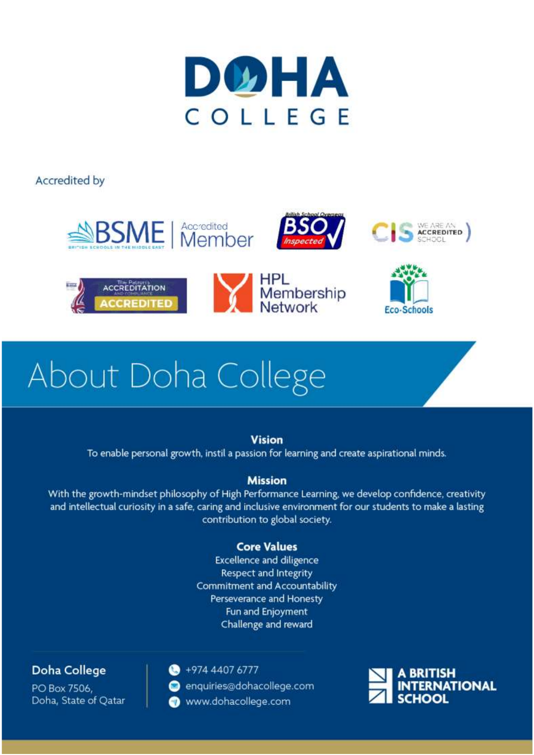# DOHA COLLEGE

Accredited by

BSME | Accredited Member

BSO Inspected

CIS We are an accredited school

The Patrons Accreditation and Compliance ACCREDITED

HPL Membership Network

Eco-Schools

## About Doha College

**Vision**

To enable personal growth, instil a passion for learning and create aspirational minds.

**Mission**

With the growth-mindset philosophy of High Performance Learning, we develop confidence, creativity and intellectual curiosity in a safe, caring and inclusive environment for our students to make a lasting contribution to global society.

**Core Values**

Excellence and diligence
Respect and Integrity
Commitment and Accountability
Perseverance and Honesty
Fun and Enjoyment
Challenge and reward

**Doha College**
PO Box 7506,
Doha, State of Qatar

+974 4407 6777
enquiries@dohacollege.com
www.dohacollege.com

A BRITISH INTERNATIONAL SCHOOL